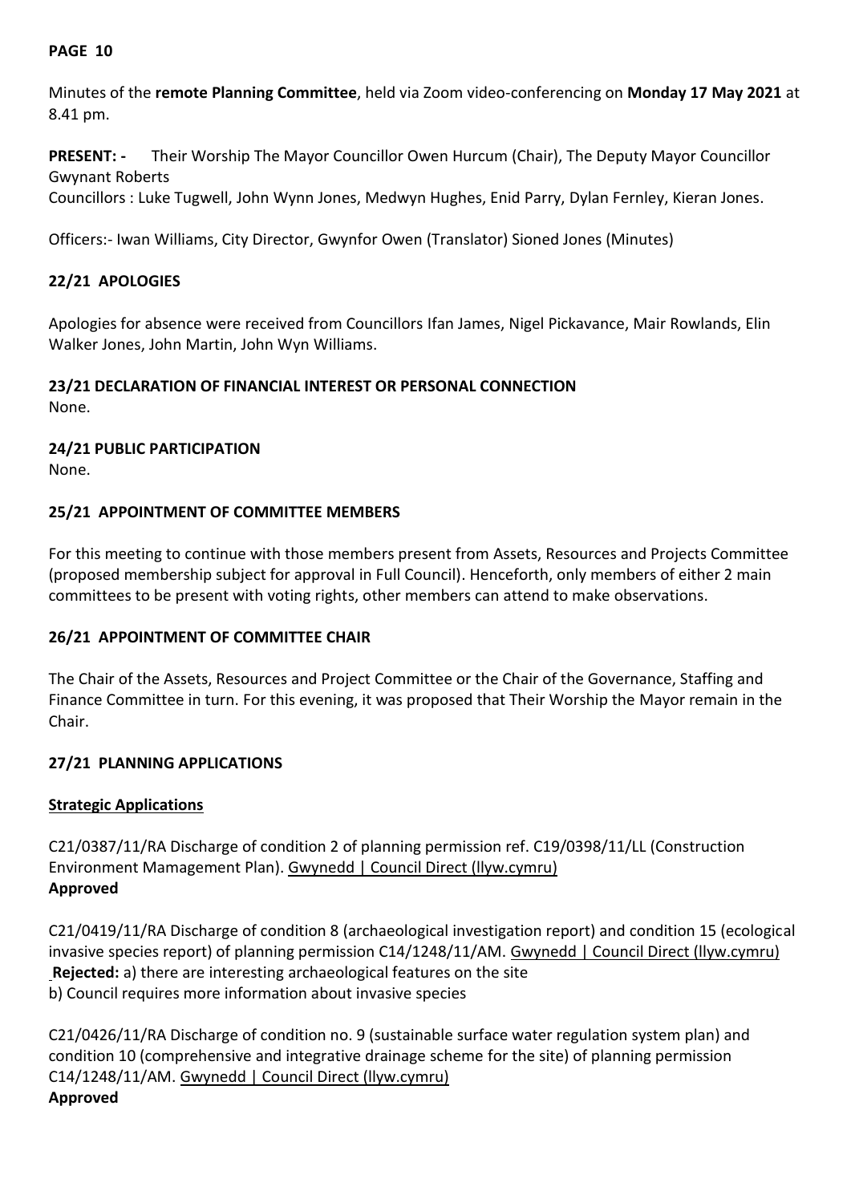Minutes of the **remote Planning Committee**, held via Zoom video-conferencing on **Monday 17 May 2021** at 8.41 pm.

**PRESENT: -** Their Worship The Mayor Councillor Owen Hurcum (Chair), The Deputy Mayor Councillor Gwynant Roberts
Councillors : Luke Tugwell, John Wynn Jones, Medwyn Hughes, Enid Parry, Dylan Fernley, Kieran Jones.

Officers:- Iwan Williams, City Director, Gwynfor Owen (Translator) Sioned Jones (Minutes)

## 22/21 APOLOGIES

Apologies for absence were received from Councillors Ifan James, Nigel Pickavance, Mair Rowlands, Elin Walker Jones, John Martin, John Wyn Williams.

## 23/21 DECLARATION OF FINANCIAL INTEREST OR PERSONAL CONNECTION

None.

## 24/21 PUBLIC PARTICIPATION

None.

## 25/21 APPOINTMENT OF COMMITTEE MEMBERS

For this meeting to continue with those members present from Assets, Resources and Projects Committee (proposed membership subject for approval in Full Council). Henceforth, only members of either 2 main committees to be present with voting rights, other members can attend to make observations.

## 26/21 APPOINTMENT OF COMMITTEE CHAIR

The Chair of the Assets, Resources and Project Committee or the Chair of the Governance, Staffing and Finance Committee in turn. For this evening, it was proposed that Their Worship the Mayor remain in the Chair.

## 27/21 PLANNING APPLICATIONS

**Strategic Applications**

C21/0387/11/RA Discharge of condition 2 of planning permission ref. C19/0398/11/LL (Construction Environment Mamagement Plan). Gwynedd | Council Direct (llyw.cymru)
**Approved**

C21/0419/11/RA Discharge of condition 8 (archaeological investigation report) and condition 15 (ecological invasive species report) of planning permission C14/1248/11/AM. Gwynedd | Council Direct (llyw.cymru)
**Rejected:** a) there are interesting archaeological features on the site
b) Council requires more information about invasive species

C21/0426/11/RA Discharge of condition no. 9 (sustainable surface water regulation system plan) and condition 10 (comprehensive and integrative drainage scheme for the site) of planning permission C14/1248/11/AM. Gwynedd | Council Direct (llyw.cymru)
**Approved**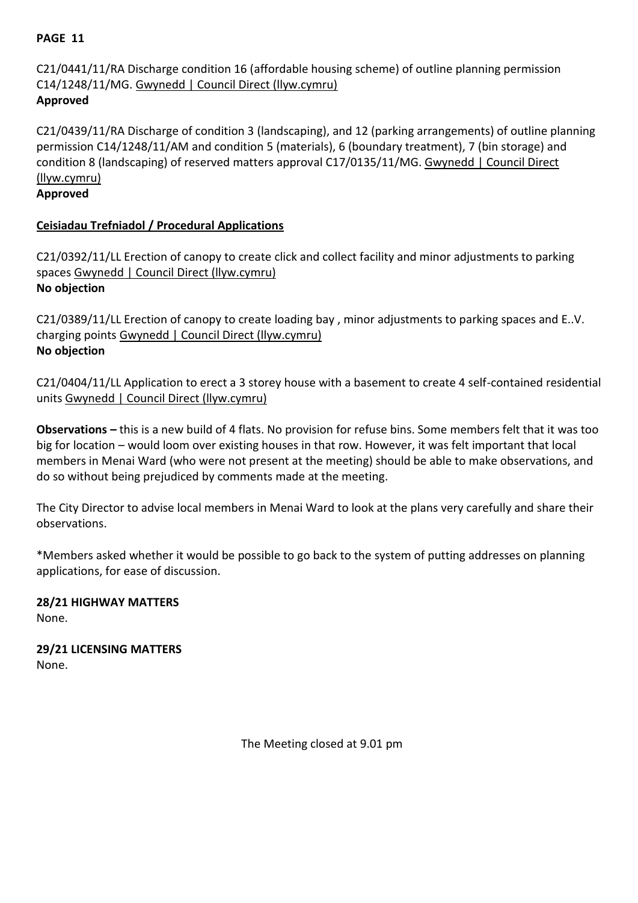C21/0441/11/RA Discharge condition 16 (affordable housing scheme) of outline planning permission C14/1248/11/MG. Gwynedd | Council Direct (llyw.cymru)
**Approved**

C21/0439/11/RA Discharge of condition 3 (landscaping), and 12 (parking arrangements) of outline planning permission C14/1248/11/AM and condition 5 (materials), 6 (boundary treatment), 7 (bin storage) and condition 8 (landscaping) of reserved matters approval C17/0135/11/MG. Gwynedd | Council Direct (llyw.cymru)
**Approved**

**Ceisiadau Trefniadol / Procedural Applications**

C21/0392/11/LL Erection of canopy to create click and collect facility and minor adjustments to parking spaces Gwynedd | Council Direct (llyw.cymru)
**No objection**

C21/0389/11/LL Erection of canopy to create loading bay , minor adjustments to parking spaces and E..V. charging points Gwynedd | Council Direct (llyw.cymru)
**No objection**

C21/0404/11/LL Application to erect a 3 storey house with a basement to create 4 self-contained residential units Gwynedd | Council Direct (llyw.cymru)

**Observations –** this is a new build of 4 flats. No provision for refuse bins. Some members felt that it was too big for location – would loom over existing houses in that row. However, it was felt important that local members in Menai Ward (who were not present at the meeting) should be able to make observations, and do so without being prejudiced by comments made at the meeting.

The City Director to advise local members in Menai Ward to look at the plans very carefully and share their observations.

*Members asked whether it would be possible to go back to the system of putting addresses on planning applications, for ease of discussion.

**28/21 HIGHWAY MATTERS**
None.

**29/21 LICENSING MATTERS**
None.

The Meeting closed at 9.01 pm